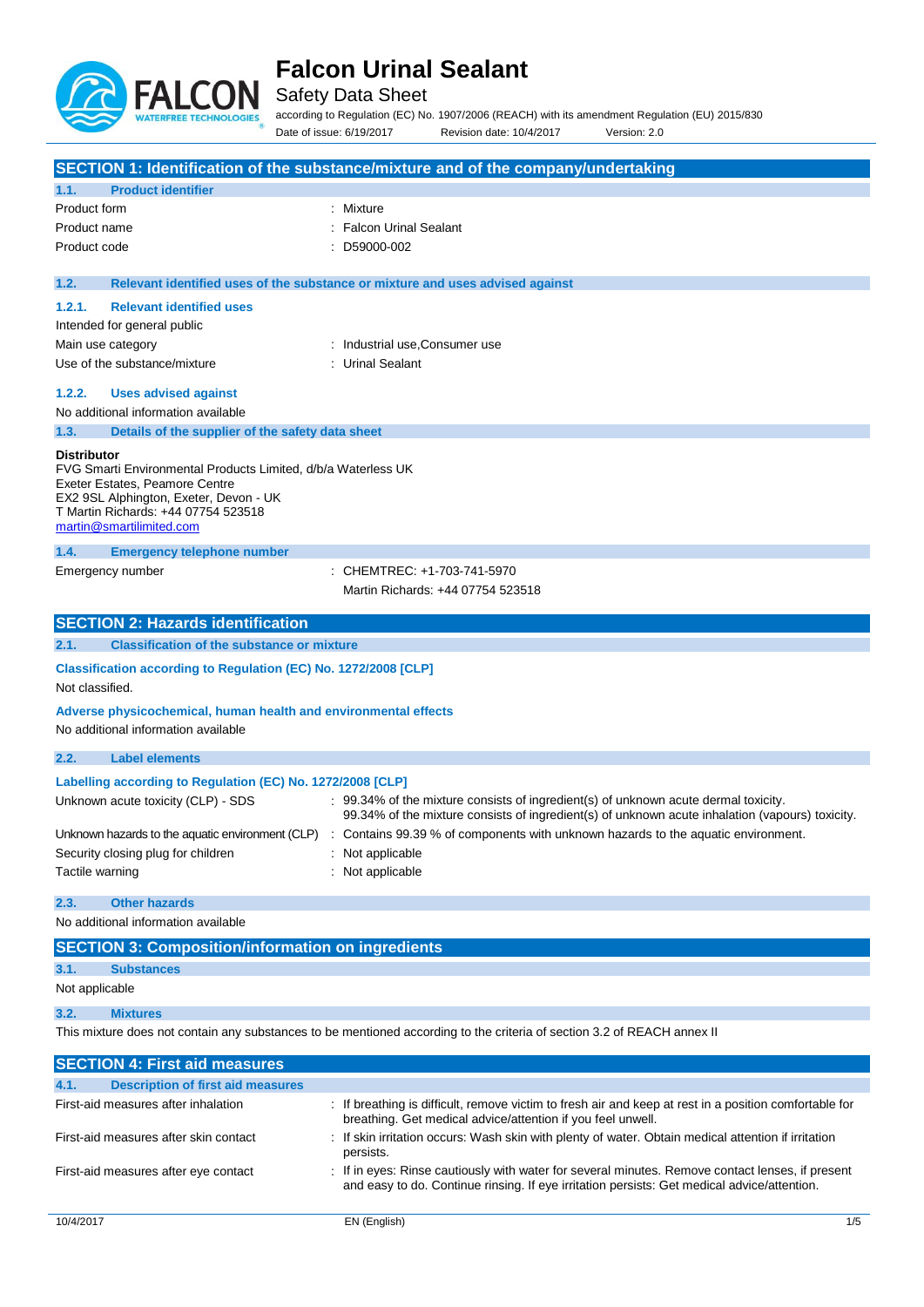# Falcon Urinal Sealant

Safety Data Sheet

according to Regulation (EC) No. 1907/2006 (REACH) with its amendment Regulation (EU) 2015/830

Date of issue: 6/19/2017 Revision date: 10/4/2017 Version: 2.0

## SECTION 1: Identification of the substance/mixture and of the company/undertaking

### 1.1. Product identifier

| | |
|---|---|
| Product form | : Mixture |
| Product name | : Falcon Urinal Sealant |
| Product code | : D59000-002 |

### 1.2. Relevant identified uses of the substance or mixture and uses advised against

#### 1.2.1. Relevant identified uses

Intended for general public

| | |
|---|---|
| Main use category | : Industrial use,Consumer use |
| Use of the substance/mixture | : Urinal Sealant |

#### 1.2.2. Uses advised against

No additional information available

### 1.3. Details of the supplier of the safety data sheet

**Distributor**
FVG Smarti Environmental Products Limited, d/b/a Waterless UK
Exeter Estates, Peamore Centre
EX2 9SL Alphington, Exeter, Devon - UK
T Martin Richards: +44 07754 523518
martin@smartilimited.com

### 1.4. Emergency telephone number

| | |
|---|---|
| Emergency number | : CHEMTREC: +1-703-741-5970<br>Martin Richards: +44 07754 523518 |

## SECTION 2: Hazards identification

### 2.1. Classification of the substance or mixture

**Classification according to Regulation (EC) No. 1272/2008 [CLP]**

Not classified.

**Adverse physicochemical, human health and environmental effects**

No additional information available

### 2.2. Label elements

**Labelling according to Regulation (EC) No. 1272/2008 [CLP]**

| | |
|---|---|
| Unknown acute toxicity (CLP) - SDS | : 99.34% of the mixture consists of ingredient(s) of unknown acute dermal toxicity.<br>99.34% of the mixture consists of ingredient(s) of unknown acute inhalation (vapours) toxicity. |
| Unknown hazards to the aquatic environment (CLP) | : Contains 99.39 % of components with unknown hazards to the aquatic environment. |
| Security closing plug for children | : Not applicable |
| Tactile warning | : Not applicable |

### 2.3. Other hazards

No additional information available

## SECTION 3: Composition/information on ingredients

### 3.1. Substances

Not applicable

### 3.2. Mixtures

This mixture does not contain any substances to be mentioned according to the criteria of section 3.2 of REACH annex II

## SECTION 4: First aid measures

### 4.1. Description of first aid measures

| | |
|---|---|
| First-aid measures after inhalation | : If breathing is difficult, remove victim to fresh air and keep at rest in a position comfortable for breathing. Get medical advice/attention if you feel unwell. |
| First-aid measures after skin contact | : If skin irritation occurs: Wash skin with plenty of water. Obtain medical attention if irritation persists. |
| First-aid measures after eye contact | : If in eyes: Rinse cautiously with water for several minutes. Remove contact lenses, if present and easy to do. Continue rinsing. If eye irritation persists: Get medical advice/attention. |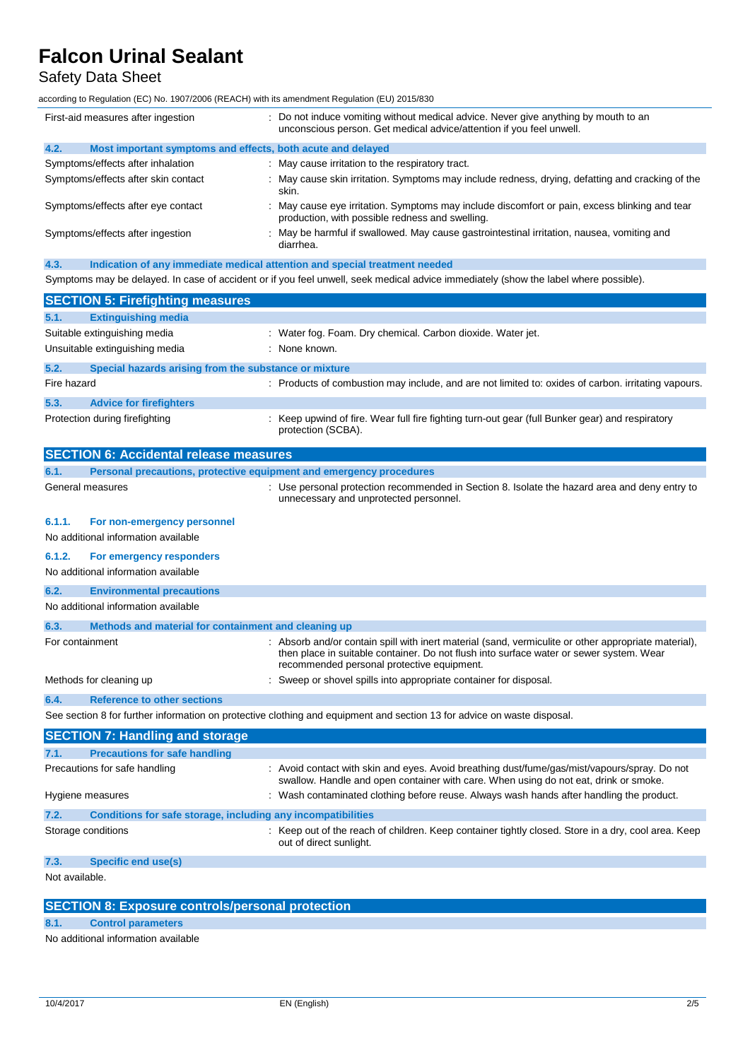| | |
|---|---|
| First-aid measures after ingestion | : Do not induce vomiting without medical advice. Never give anything by mouth to an unconscious person. Get medical advice/attention if you feel unwell. |

### 4.2. Most important symptoms and effects, both acute and delayed

| | |
|---|---|
| Symptoms/effects after inhalation | : May cause irritation to the respiratory tract. |
| Symptoms/effects after skin contact | : May cause skin irritation. Symptoms may include redness, drying, defatting and cracking of the skin. |
| Symptoms/effects after eye contact | : May cause eye irritation. Symptoms may include discomfort or pain, excess blinking and tear production, with possible redness and swelling. |
| Symptoms/effects after ingestion | : May be harmful if swallowed. May cause gastrointestinal irritation, nausea, vomiting and diarrhea. |

### 4.3. Indication of any immediate medical attention and special treatment needed

Symptoms may be delayed. In case of accident or if you feel unwell, seek medical advice immediately (show the label where possible).

## SECTION 5: Firefighting measures

### 5.1. Extinguishing media

| | |
|---|---|
| Suitable extinguishing media | : Water fog. Foam. Dry chemical. Carbon dioxide. Water jet. |
| Unsuitable extinguishing media | : None known. |

### 5.2. Special hazards arising from the substance or mixture

| | |
|---|---|
| Fire hazard | : Products of combustion may include, and are not limited to: oxides of carbon. irritating vapours. |

### 5.3. Advice for firefighters

| | |
|---|---|
| Protection during firefighting | : Keep upwind of fire. Wear full fire fighting turn-out gear (full Bunker gear) and respiratory protection (SCBA). |

## SECTION 6: Accidental release measures

### 6.1. Personal precautions, protective equipment and emergency procedures

| | |
|---|---|
| General measures | : Use personal protection recommended in Section 8. Isolate the hazard area and deny entry to unnecessary and unprotected personnel. |

#### 6.1.1. For non-emergency personnel

No additional information available

#### 6.1.2. For emergency responders

No additional information available

### 6.2. Environmental precautions

No additional information available

### 6.3. Methods and material for containment and cleaning up

| | |
|---|---|
| For containment | : Absorb and/or contain spill with inert material (sand, vermiculite or other appropriate material), then place in suitable container. Do not flush into surface water or sewer system. Wear recommended personal protective equipment. |
| Methods for cleaning up | : Sweep or shovel spills into appropriate container for disposal. |

### 6.4. Reference to other sections

See section 8 for further information on protective clothing and equipment and section 13 for advice on waste disposal.

## SECTION 7: Handling and storage

### 7.1. Precautions for safe handling

| | |
|---|---|
| Precautions for safe handling | : Avoid contact with skin and eyes. Avoid breathing dust/fume/gas/mist/vapours/spray. Do not swallow. Handle and open container with care. When using do not eat, drink or smoke. |
| Hygiene measures | : Wash contaminated clothing before reuse. Always wash hands after handling the product. |

### 7.2. Conditions for safe storage, including any incompatibilities

| | |
|---|---|
| Storage conditions | : Keep out of the reach of children. Keep container tightly closed. Store in a dry, cool area. Keep out of direct sunlight. |

### 7.3. Specific end use(s)

Not available.

## SECTION 8: Exposure controls/personal protection

### 8.1. Control parameters

No additional information available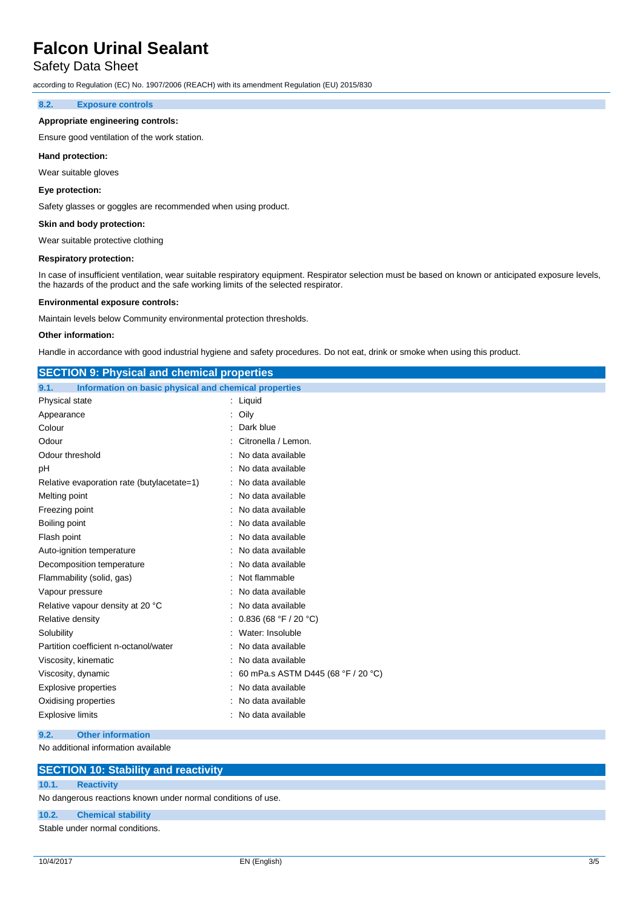### 8.2. Exposure controls

**Appropriate engineering controls:**

Ensure good ventilation of the work station.

**Hand protection:**

Wear suitable gloves

**Eye protection:**

Safety glasses or goggles are recommended when using product.

**Skin and body protection:**

Wear suitable protective clothing

**Respiratory protection:**

In case of insufficient ventilation, wear suitable respiratory equipment. Respirator selection must be based on known or anticipated exposure levels, the hazards of the product and the safe working limits of the selected respirator.

**Environmental exposure controls:**

Maintain levels below Community environmental protection thresholds.

**Other information:**

Handle in accordance with good industrial hygiene and safety procedures. Do not eat, drink or smoke when using this product.

## SECTION 9: Physical and chemical properties

### 9.1. Information on basic physical and chemical properties

| Property | Value |
|---|---|
| Physical state | Liquid |
| Appearance | Oily |
| Colour | Dark blue |
| Odour | Citronella / Lemon. |
| Odour threshold | No data available |
| pH | No data available |
| Relative evaporation rate (butylacetate=1) | No data available |
| Melting point | No data available |
| Freezing point | No data available |
| Boiling point | No data available |
| Flash point | No data available |
| Auto-ignition temperature | No data available |
| Decomposition temperature | No data available |
| Flammability (solid, gas) | Not flammable |
| Vapour pressure | No data available |
| Relative vapour density at 20 °C | No data available |
| Relative density | 0.836 (68 °F / 20 °C) |
| Solubility | Water: Insoluble |
| Partition coefficient n-octanol/water | No data available |
| Viscosity, kinematic | No data available |
| Viscosity, dynamic | 60 mPa.s ASTM D445 (68 °F / 20 °C) |
| Explosive properties | No data available |
| Oxidising properties | No data available |
| Explosive limits | No data available |

### 9.2. Other information

No additional information available

## SECTION 10: Stability and reactivity

### 10.1. Reactivity

No dangerous reactions known under normal conditions of use.

### 10.2. Chemical stability

Stable under normal conditions.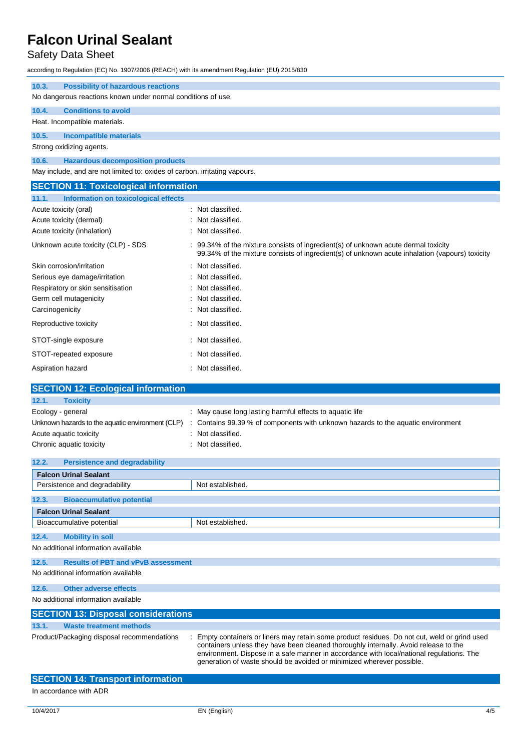### 10.3. Possibility of hazardous reactions

No dangerous reactions known under normal conditions of use.

### 10.4. Conditions to avoid

Heat. Incompatible materials.

### 10.5. Incompatible materials

Strong oxidizing agents.

### 10.6. Hazardous decomposition products

May include, and are not limited to: oxides of carbon. irritating vapours.

## SECTION 11: Toxicological information

### 11.1. Information on toxicological effects

| | |
|---|---|
| Acute toxicity (oral) | : Not classified. |
| Acute toxicity (dermal) | : Not classified. |
| Acute toxicity (inhalation) | : Not classified. |
| Unknown acute toxicity (CLP) - SDS | : 99.34% of the mixture consists of ingredient(s) of unknown acute dermal toxicity<br>99.34% of the mixture consists of ingredient(s) of unknown acute inhalation (vapours) toxicity |
| Skin corrosion/irritation | : Not classified. |
| Serious eye damage/irritation | : Not classified. |
| Respiratory or skin sensitisation | : Not classified. |
| Germ cell mutagenicity | : Not classified. |
| Carcinogenicity | : Not classified. |
| Reproductive toxicity | : Not classified. |
| STOT-single exposure | : Not classified. |
| STOT-repeated exposure | : Not classified. |
| Aspiration hazard | : Not classified. |

## SECTION 12: Ecological information

### 12.1. Toxicity

| | |
|---|---|
| Ecology - general | : May cause long lasting harmful effects to aquatic life |
| Unknown hazards to the aquatic environment (CLP) | : Contains 99.39 % of components with unknown hazards to the aquatic environment |
| Acute aquatic toxicity | : Not classified. |
| Chronic aquatic toxicity | : Not classified. |

### 12.2. Persistence and degradability

| Falcon Urinal Sealant | |
|---|---|
| Persistence and degradability | Not established. |

### 12.3. Bioaccumulative potential

| Falcon Urinal Sealant | |
|---|---|
| Bioaccumulative potential | Not established. |

### 12.4. Mobility in soil

No additional information available

### 12.5. Results of PBT and vPvB assessment

No additional information available

### 12.6. Other adverse effects

No additional information available

## SECTION 13: Disposal considerations

### 13.1. Waste treatment methods

| | |
|---|---|
| Product/Packaging disposal recommendations | : Empty containers or liners may retain some product residues. Do not cut, weld or grind used containers unless they have been cleaned thoroughly internally. Avoid release to the environment. Dispose in a safe manner in accordance with local/national regulations. The generation of waste should be avoided or minimized wherever possible. |

## SECTION 14: Transport information

In accordance with ADR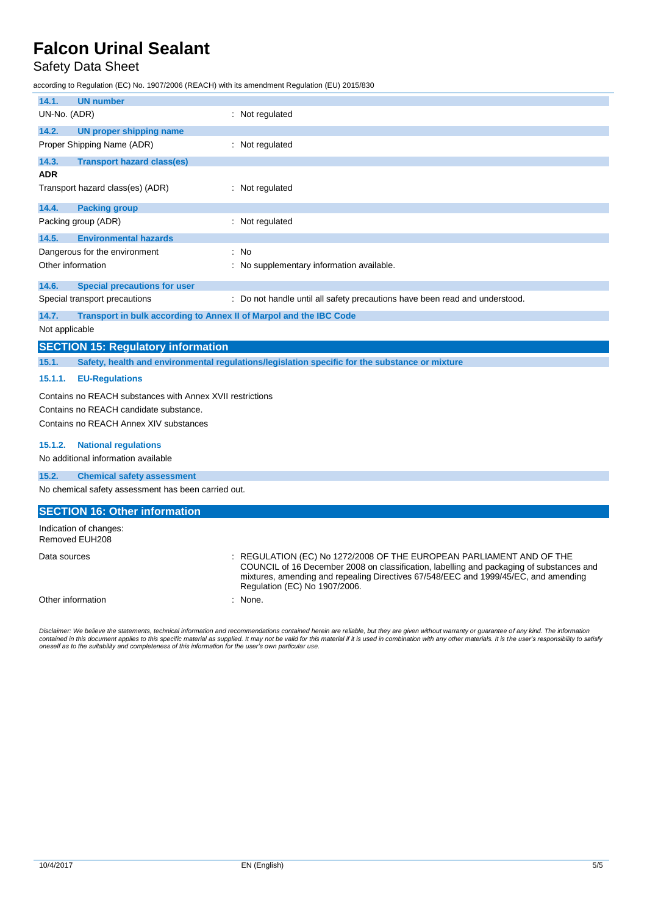### 14.1. UN number

UN-No. (ADR) : Not regulated

### 14.2. UN proper shipping name

Proper Shipping Name (ADR) : Not regulated

### 14.3. Transport hazard class(es)

**ADR**

Transport hazard class(es) (ADR) : Not regulated

### 14.4. Packing group

Packing group (ADR) : Not regulated

### 14.5. Environmental hazards

Dangerous for the environment : No

Other information : No supplementary information available.

### 14.6. Special precautions for user

Special transport precautions : Do not handle until all safety precautions have been read and understood.

### 14.7. Transport in bulk according to Annex II of Marpol and the IBC Code

Not applicable

## SECTION 15: Regulatory information

### 15.1. Safety, health and environmental regulations/legislation specific for the substance or mixture

#### 15.1.1. EU-Regulations

Contains no REACH substances with Annex XVII restrictions

Contains no REACH candidate substance.

Contains no REACH Annex XIV substances

#### 15.1.2. National regulations

No additional information available

### 15.2. Chemical safety assessment

No chemical safety assessment has been carried out.

## SECTION 16: Other information

Indication of changes:
Removed EUH208

Data sources : REGULATION (EC) No 1272/2008 OF THE EUROPEAN PARLIAMENT AND OF THE COUNCIL of 16 December 2008 on classification, labelling and packaging of substances and mixtures, amending and repealing Directives 67/548/EEC and 1999/45/EC, and amending Regulation (EC) No 1907/2006.

Other information : None.

*Disclaimer: We believe the statements, technical information and recommendations contained herein are reliable, but they are given without warranty or guarantee of any kind. The information contained in this document applies to this specific material as supplied. It may not be valid for this material if it is used in combination with any other materials. It is the user's responsibility to satisfy oneself as to the suitability and completeness of this information for the user's own particular use.*